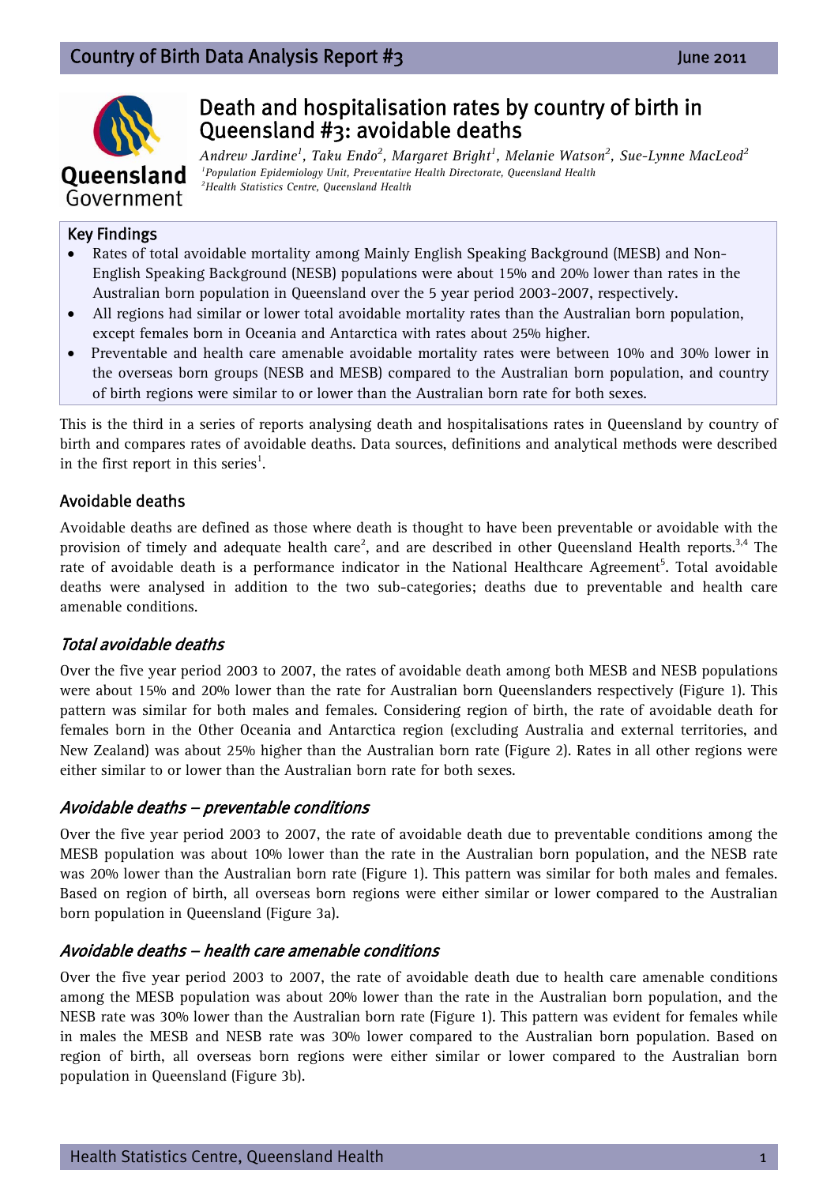# Death and hospitalisation rates by country of birth in Queensland #3: avoidable deaths

*Andrew Jardine[1], Taku Endo[2], Margaret Bright[1], Melanie Watson[2], Sue-Lynne MacLeod[2]*
*[1]Population Epidemiology Unit, Preventative Health Directorate, Queensland Health*
*[2]Health Statistics Centre, Queensland Health*

## Key Findings

- Rates of total avoidable mortality among Mainly English Speaking Background (MESB) and Non-English Speaking Background (NESB) populations were about 15% and 20% lower than rates in the Australian born population in Queensland over the 5 year period 2003-2007, respectively.
- All regions had similar or lower total avoidable mortality rates than the Australian born population, except females born in Oceania and Antarctica with rates about 25% higher.
- Preventable and health care amenable avoidable mortality rates were between 10% and 30% lower in the overseas born groups (NESB and MESB) compared to the Australian born population, and country of birth regions were similar to or lower than the Australian born rate for both sexes.

This is the third in a series of reports analysing death and hospitalisations rates in Queensland by country of birth and compares rates of avoidable deaths. Data sources, definitions and analytical methods were described in the first report in this series[1].

## Avoidable deaths

Avoidable deaths are defined as those where death is thought to have been preventable or avoidable with the provision of timely and adequate health care[2], and are described in other Queensland Health reports.[3,4] The rate of avoidable death is a performance indicator in the National Healthcare Agreement[5]. Total avoidable deaths were analysed in addition to the two sub-categories; deaths due to preventable and health care amenable conditions.

### *Total avoidable deaths*

Over the five year period 2003 to 2007, the rates of avoidable death among both MESB and NESB populations were about 15% and 20% lower than the rate for Australian born Queenslanders respectively (Figure 1). This pattern was similar for both males and females. Considering region of birth, the rate of avoidable death for females born in the Other Oceania and Antarctica region (excluding Australia and external territories, and New Zealand) was about 25% higher than the Australian born rate (Figure 2). Rates in all other regions were either similar to or lower than the Australian born rate for both sexes.

### *Avoidable deaths – preventable conditions*

Over the five year period 2003 to 2007, the rate of avoidable death due to preventable conditions among the MESB population was about 10% lower than the rate in the Australian born population, and the NESB rate was 20% lower than the Australian born rate (Figure 1). This pattern was similar for both males and females. Based on region of birth, all overseas born regions were either similar or lower compared to the Australian born population in Queensland (Figure 3a).

### *Avoidable deaths – health care amenable conditions*

Over the five year period 2003 to 2007, the rate of avoidable death due to health care amenable conditions among the MESB population was about 20% lower than the rate in the Australian born population, and the NESB rate was 30% lower than the Australian born rate (Figure 1). This pattern was evident for females while in males the MESB and NESB rate was 30% lower compared to the Australian born population. Based on region of birth, all overseas born regions were either similar or lower compared to the Australian born population in Queensland (Figure 3b).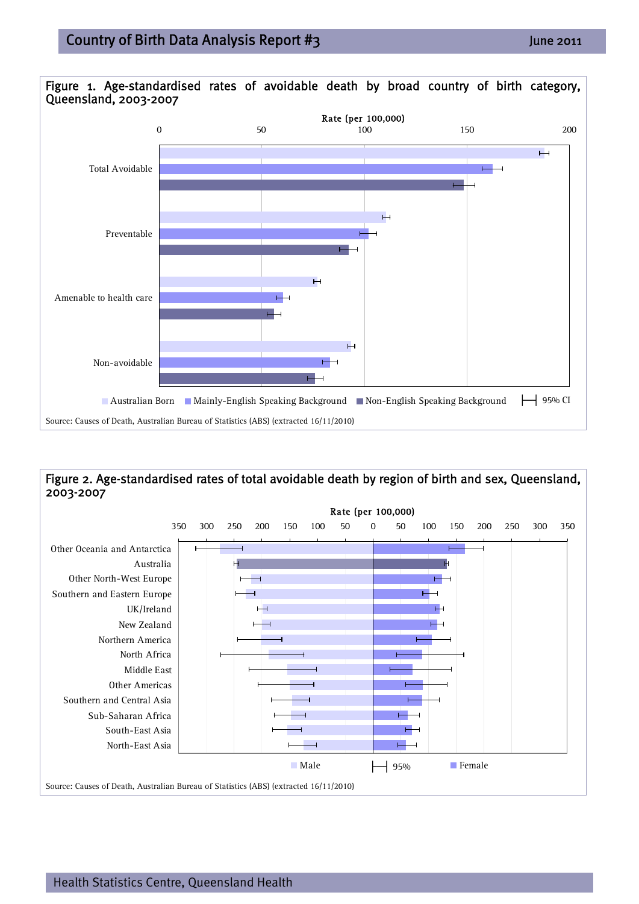Figure 1. Age-standardised rates of avoidable death by broad country of birth category, Queensland, 2003-2007

Rate (per 100,000)

0 50 100 150 200

Total Avoidable

Preventable

Amenable to health care

Non-avoidable

Australian Born | Mainly-English Speaking Background | Non-English Speaking Background | 95% CI

Source: Causes of Death, Australian Bureau of Statistics (ABS) (extracted 16/11/2010)

Figure 2. Age-standardised rates of total avoidable death by region of birth and sex, Queensland, 2003-2007

Rate (per 100,000)

350 300 250 200 150 100 50 0 50 100 150 200 250 300 350

Other Oceania and Antarctica

Australia

Other North-West Europe

Southern and Eastern Europe

UK/Ireland

New Zealand

Northern America

North Africa

Middle East

Other Americas

Southern and Central Asia

Sub-Saharan Africa

South-East Asia

North-East Asia

Male | 95% | Female

Source: Causes of Death, Australian Bureau of Statistics (ABS) (extracted 16/11/2010)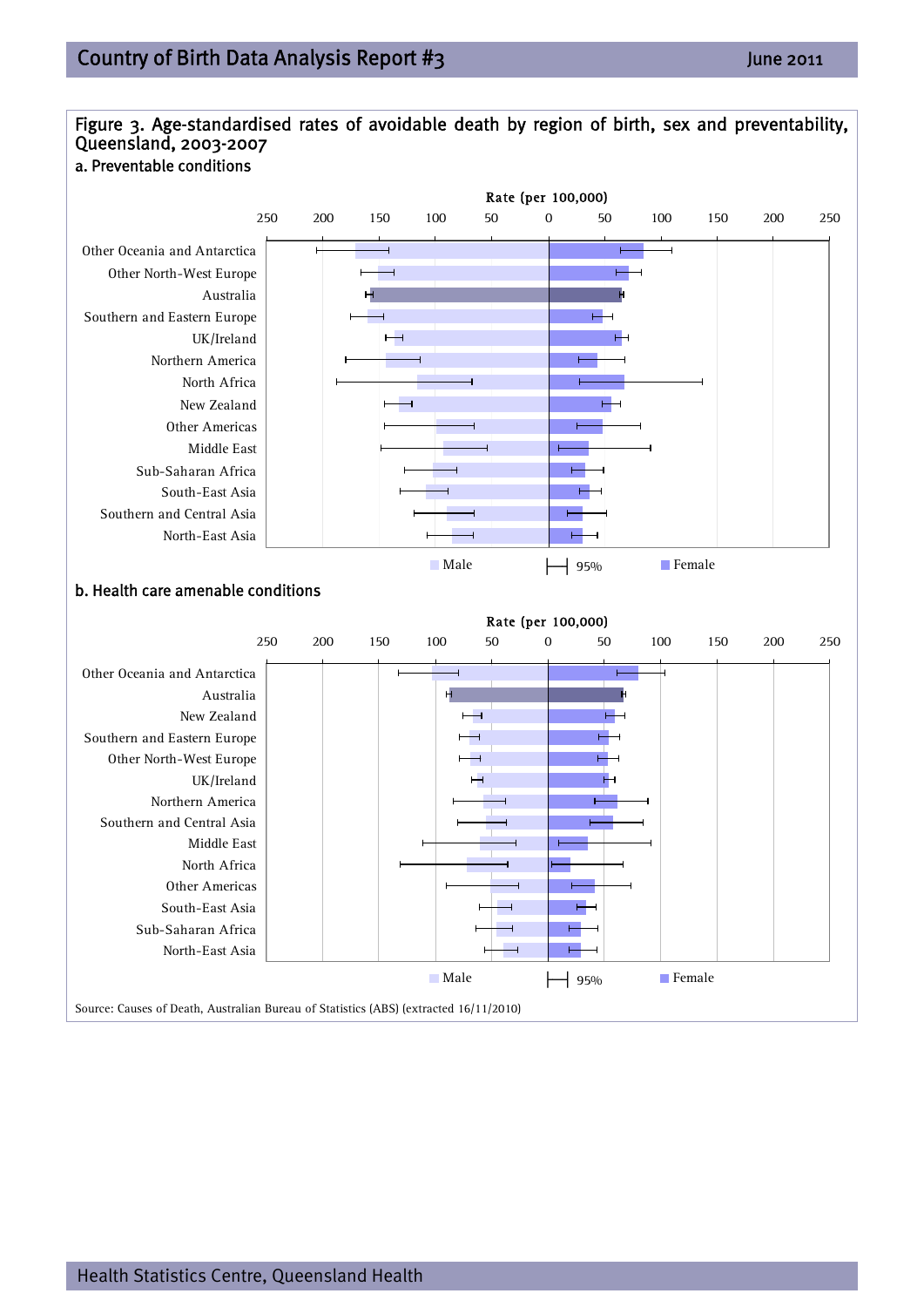Figure 3. Age-standardised rates of avoidable death by region of birth, sex and preventability, Queensland, 2003-2007

a. Preventable conditions

Rate (per 100,000)

250 200 150 100 50 0 50 100 150 200 250

Other Oceania and Antarctica
Other North-West Europe
Australia
Southern and Eastern Europe
UK/Ireland
Northern America
North Africa
New Zealand
Other Americas
Middle East
Sub-Saharan Africa
South-East Asia
Southern and Central Asia
North-East Asia

Male | 95% | Female

b. Health care amenable conditions

Rate (per 100,000)

250 200 150 100 50 0 50 100 150 200 250

Other Oceania and Antarctica
Australia
New Zealand
Southern and Eastern Europe
Other North-West Europe
UK/Ireland
Northern America
Southern and Central Asia
Middle East
North Africa
Other Americas
South-East Asia
Sub-Saharan Africa
North-East Asia

Male | 95% | Female

Source: Causes of Death, Australian Bureau of Statistics (ABS) (extracted 16/11/2010)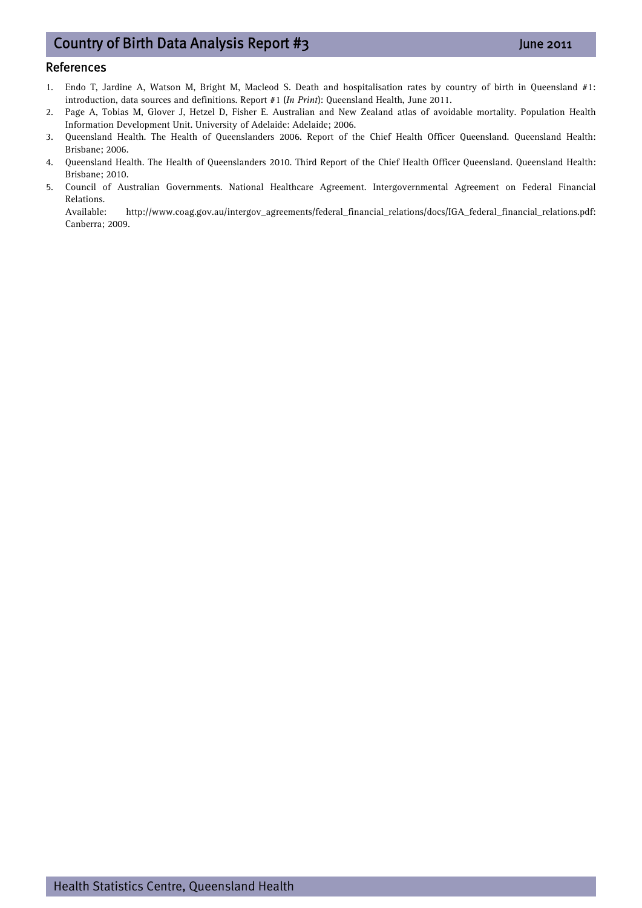## References

1. Endo T, Jardine A, Watson M, Bright M, Macleod S. Death and hospitalisation rates by country of birth in Queensland #1: introduction, data sources and definitions. Report #1 (*In Print*): Queensland Health, June 2011.
2. Page A, Tobias M, Glover J, Hetzel D, Fisher E. Australian and New Zealand atlas of avoidable mortality. Population Health Information Development Unit. University of Adelaide: Adelaide; 2006.
3. Queensland Health. The Health of Queenslanders 2006. Report of the Chief Health Officer Queensland. Queensland Health: Brisbane; 2006.
4. Queensland Health. The Health of Queenslanders 2010. Third Report of the Chief Health Officer Queensland. Queensland Health: Brisbane; 2010.
5. Council of Australian Governments. National Healthcare Agreement. Intergovernmental Agreement on Federal Financial Relations.
   Available: http://www.coag.gov.au/intergov_agreements/federal_financial_relations/docs/IGA_federal_financial_relations.pdf: Canberra; 2009.